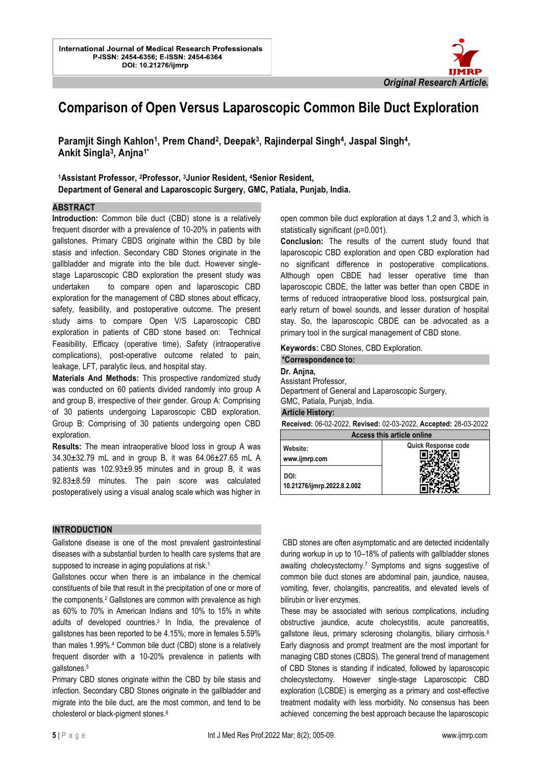International Journal of Medical Research Professionals
P-ISSN: 2454-6356; E-ISSN: 2454-6364
DOI: 10.21276/ijmrp

*Original Research Article.*

# Comparison of Open Versus Laparoscopic Common Bile Duct Exploration

**Paramjit Singh Kahlon[1], Prem Chand[2], Deepak[3], Rajinderpal Singh[4], Jaspal Singh[4], Ankit Singla[3], Anjna[1*]**

**[1]Assistant Professor, [2]Professor, [3]Junior Resident, [4]Senior Resident,**
**Department of General and Laparoscopic Surgery, GMC, Patiala, Punjab, India.**

## ABSTRACT

**Introduction:** Common bile duct (CBD) stone is a relatively frequent disorder with a prevalence of 10-20% in patients with gallstones. Primary CBDS originate within the CBD by bile stasis and infection. Secondary CBD Stones originate in the gallbladder and migrate into the bile duct. However single-stage Laparoscopic CBD exploration the present study was undertaken to compare open and laparoscopic CBD exploration for the management of CBD stones about efficacy, safety, feasibility, and postoperative outcome. The present study aims to compare Open V/S Laparoscopic CBD exploration in patients of CBD stone based on: Technical Feasibility, Efficacy (operative time), Safety (intraoperative complications), post-operative outcome related to pain, leakage, LFT, paralytic ileus, and hospital stay.

**Materials And Methods:** This prospective randomized study was conducted on 60 patients divided randomly into group A and group B, irrespective of their gender. Group A: Comprising of 30 patients undergoing Laparoscopic CBD exploration. Group B: Comprising of 30 patients undergoing open CBD exploration.

**Results:** The mean intraoperative blood loss in group A was 34.30±32.79 mL and in group B, it was 64.06±27.65 mL A patients was 102.93±9.95 minutes and in group B, it was 92.83±8.59 minutes. The pain score was calculated postoperatively using a visual analog scale which was higher in open common bile duct exploration at days 1,2 and 3, which is statistically significant (p=0.001).

**Conclusion:** The results of the current study found that laparoscopic CBD exploration and open CBD exploration had no significant difference in postoperative complications. Although open CBDE had lesser operative time than laparoscopic CBDE, the latter was better than open CBDE in terms of reduced intraoperative blood loss, postsurgical pain, early return of bowel sounds, and lesser duration of hospital stay. So, the laparoscopic CBDE can be advocated as a primary tool in the surgical management of CBD stone.

**Keywords:** CBD Stones, CBD Exploration.

**\*Correspondence to:**

**Dr. Anjna,**
Assistant Professor,
Department of General and Laparoscopic Surgery,
GMC, Patiala, Punjab, India.

**Article History:**

**Received:** 06-02-2022, **Revised:** 02-03-2022, **Accepted:** 28-03-2022

| Access this article online | |
|---|---|
| **Website:** www.ijmrp.com | Quick Response code |
| **DOI:** 10.21276/ijmrp.2022.8.2.002 | |

## INTRODUCTION

Gallstone disease is one of the most prevalent gastrointestinal diseases with a substantial burden to health care systems that are supposed to increase in aging populations at risk.[1]

Gallstones occur when there is an imbalance in the chemical constituents of bile that result in the precipitation of one or more of the components.[2] Gallstones are common with prevalence as high as 60% to 70% in American Indians and 10% to 15% in white adults of developed countries.[3] In India, the prevalence of gallstones has been reported to be 4.15%; more in females 5.59% than males 1.99%.[4] Common bile duct (CBD) stone is a relatively frequent disorder with a 10-20% prevalence in patients with gallstones.[5]

Primary CBD stones originate within the CBD by bile stasis and infection. Secondary CBD Stones originate in the gallbladder and migrate into the bile duct, are the most common, and tend to be cholesterol or black-pigment stones.[6]

CBD stones are often asymptomatic and are detected incidentally during workup in up to 10–18% of patients with gallbladder stones awaiting cholecystectomy.[7] Symptoms and signs suggestive of common bile duct stones are abdominal pain, jaundice, nausea, vomiting, fever, cholangitis, pancreatitis, and elevated levels of bilirubin or liver enzymes.

These may be associated with serious complications, including obstructive jaundice, acute cholecystitis, acute pancreatitis, gallstone ileus, primary sclerosing cholangitis, biliary cirrhosis.[8] Early diagnosis and prompt treatment are the most important for managing CBD stones (CBDS). The general trend of management of CBD Stones is standing if indicated, followed by laparoscopic cholecystectomy. However single-stage Laparoscopic CBD exploration (LCBDE) is emerging as a primary and cost-effective treatment modality with less morbidity. No consensus has been achieved concerning the best approach because the laparoscopic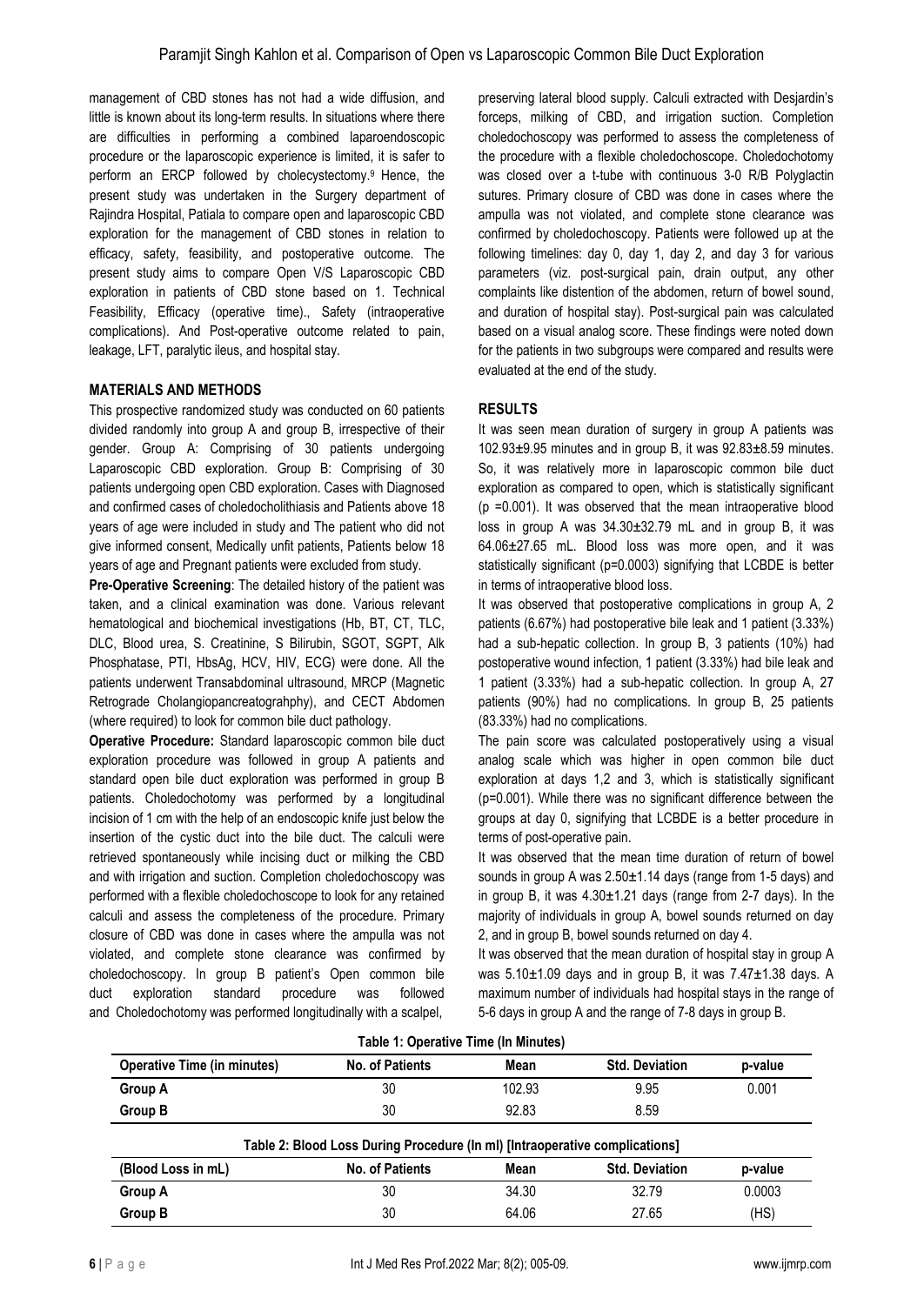management of CBD stones has not had a wide diffusion, and little is known about its long-term results. In situations where there are difficulties in performing a combined laparoendoscopic procedure or the laparoscopic experience is limited, it is safer to perform an ERCP followed by cholecystectomy.[9] Hence, the present study was undertaken in the Surgery department of Rajindra Hospital, Patiala to compare open and laparoscopic CBD exploration for the management of CBD stones in relation to efficacy, safety, feasibility, and postoperative outcome. The present study aims to compare Open V/S Laparoscopic CBD exploration in patients of CBD stone based on 1. Technical Feasibility, Efficacy (operative time)., Safety (intraoperative complications). And Post-operative outcome related to pain, leakage, LFT, paralytic ileus, and hospital stay.

## MATERIALS AND METHODS

This prospective randomized study was conducted on 60 patients divided randomly into group A and group B, irrespective of their gender. Group A: Comprising of 30 patients undergoing Laparoscopic CBD exploration. Group B: Comprising of 30 patients undergoing open CBD exploration. Cases with Diagnosed and confirmed cases of choledocholithiasis and Patients above 18 years of age were included in study and The patient who did not give informed consent, Medically unfit patients, Patients below 18 years of age and Pregnant patients were excluded from study.

**Pre-Operative Screening**: The detailed history of the patient was taken, and a clinical examination was done. Various relevant hematological and biochemical investigations (Hb, BT, CT, TLC, DLC, Blood urea, S. Creatinine, S Bilirubin, SGOT, SGPT, Alk Phosphatase, PTI, HbsAg, HCV, HIV, ECG) were done. All the patients underwent Transabdominal ultrasound, MRCP (Magnetic Retrograde Cholangiopancreatograhphy), and CECT Abdomen (where required) to look for common bile duct pathology.

**Operative Procedure:** Standard laparoscopic common bile duct exploration procedure was followed in group A patients and standard open bile duct exploration was performed in group B patients. Choledochotomy was performed by a longitudinal incision of 1 cm with the help of an endoscopic knife just below the insertion of the cystic duct into the bile duct. The calculi were retrieved spontaneously while incising duct or milking the CBD and with irrigation and suction. Completion choledochoscopy was performed with a flexible choledochoscope to look for any retained calculi and assess the completeness of the procedure. Primary closure of CBD was done in cases where the ampulla was not violated, and complete stone clearance was confirmed by choledochoscopy. In group B patient's Open common bile duct exploration standard procedure was followed and Choledochotomy was performed longitudinally with a scalpel, preserving lateral blood supply. Calculi extracted with Desjardin's forceps, milking of CBD, and irrigation suction. Completion choledochoscopy was performed to assess the completeness of the procedure with a flexible choledochoscope. Choledochotomy was closed over a t-tube with continuous 3-0 R/B Polyglactin sutures. Primary closure of CBD was done in cases where the ampulla was not violated, and complete stone clearance was confirmed by choledochoscopy. Patients were followed up at the following timelines: day 0, day 1, day 2, and day 3 for various parameters (viz. post-surgical pain, drain output, any other complaints like distention of the abdomen, return of bowel sound, and duration of hospital stay). Post-surgical pain was calculated based on a visual analog score. These findings were noted down for the patients in two subgroups were compared and results were evaluated at the end of the study.

## RESULTS

It was seen mean duration of surgery in group A patients was 102.93±9.95 minutes and in group B, it was 92.83±8.59 minutes. So, it was relatively more in laparoscopic common bile duct exploration as compared to open, which is statistically significant ($p$ =0.001). It was observed that the mean intraoperative blood loss in group A was 34.30±32.79 mL and in group B, it was 64.06±27.65 mL. Blood loss was more open, and it was statistically significant ($p$=0.0003) signifying that LCBDE is better in terms of intraoperative blood loss.

It was observed that postoperative complications in group A, 2 patients (6.67%) had postoperative bile leak and 1 patient (3.33%) had a sub-hepatic collection. In group B, 3 patients (10%) had postoperative wound infection, 1 patient (3.33%) had bile leak and 1 patient (3.33%) had a sub-hepatic collection. In group A, 27 patients (90%) had no complications. In group B, 25 patients (83.33%) had no complications.

The pain score was calculated postoperatively using a visual analog scale which was higher in open common bile duct exploration at days 1,2 and 3, which is statistically significant ($p$=0.001). While there was no significant difference between the groups at day 0, signifying that LCBDE is a better procedure in terms of post-operative pain.

It was observed that the mean time duration of return of bowel sounds in group A was 2.50±1.14 days (range from 1-5 days) and in group B, it was 4.30±1.21 days (range from 2-7 days). In the majority of individuals in group A, bowel sounds returned on day 2, and in group B, bowel sounds returned on day 4.

It was observed that the mean duration of hospital stay in group A was 5.10±1.09 days and in group B, it was 7.47±1.38 days. A maximum number of individuals had hospital stays in the range of 5-6 days in group A and the range of 7-8 days in group B.

**Table 1: Operative Time (In Minutes)**

| Operative Time (in minutes) | No. of Patients | Mean | Std. Deviation | p-value |
|---|---|---|---|---|
| **Group A** | 30 | 102.93 | 9.95 | 0.001 |
| **Group B** | 30 | 92.83 | 8.59 | |

**Table 2: Blood Loss During Procedure (In ml) [Intraoperative complications]**

| (Blood Loss in mL) | No. of Patients | Mean | Std. Deviation | p-value |
|---|---|---|---|---|
| **Group A** | 30 | 34.30 | 32.79 | 0.0003 |
| **Group B** | 30 | 64.06 | 27.65 | (HS) |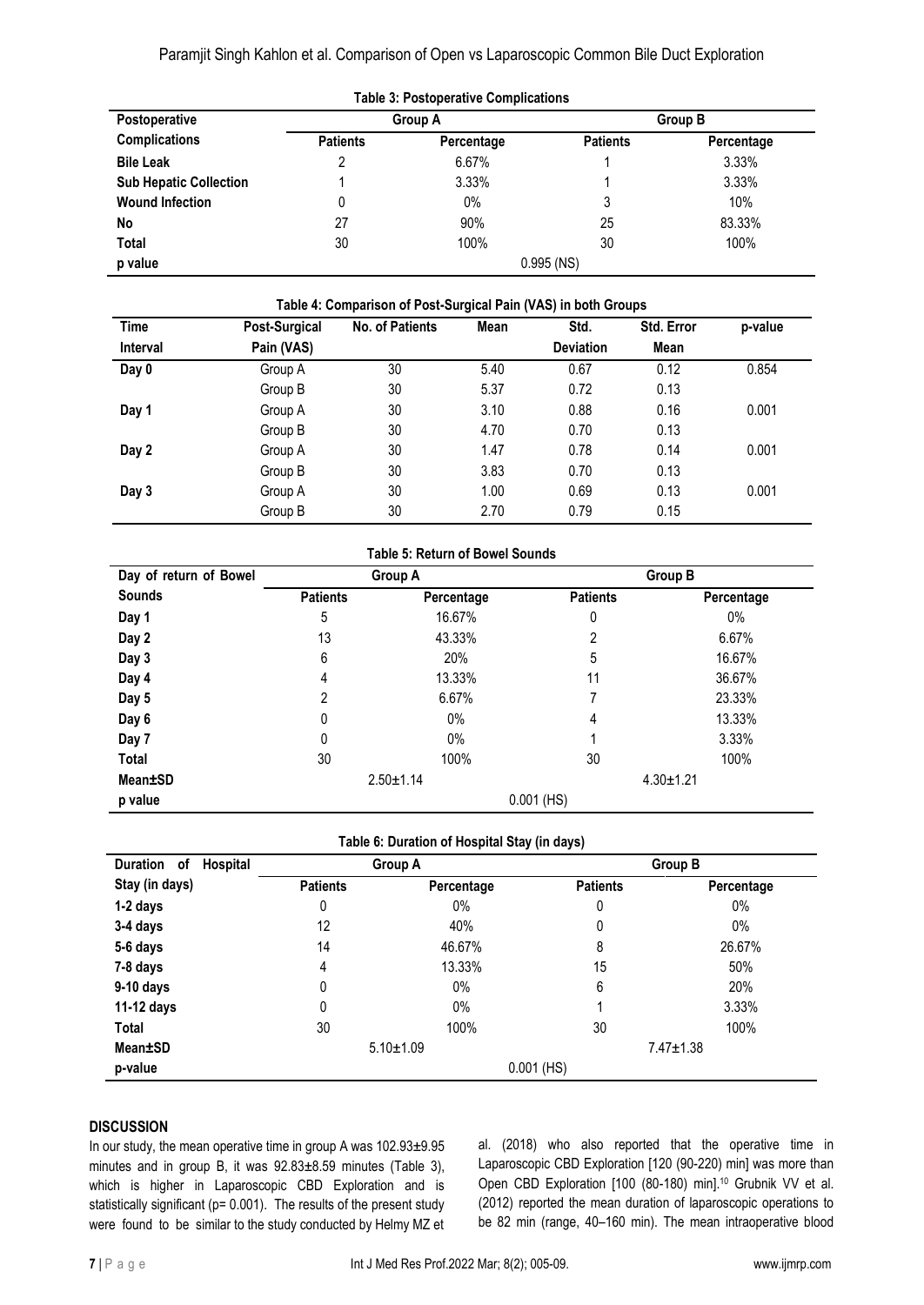**Table 3: Postoperative Complications**

| Postoperative Complications | Group A | | Group B | |
|---|---|---|---|---|
| | Patients | Percentage | Patients | Percentage |
| **Bile Leak** | 2 | 6.67% | 1 | 3.33% |
| **Sub Hepatic Collection** | 1 | 3.33% | 1 | 3.33% |
| **Wound Infection** | 0 | 0% | 3 | 10% |
| **No** | 27 | 90% | 25 | 83.33% |
| **Total** | 30 | 100% | 30 | 100% |
| **p value** | 0.995 (NS) | | | |

**Table 4: Comparison of Post-Surgical Pain (VAS) in both Groups**

| Time Interval | Post-Surgical Pain (VAS) | No. of Patients | Mean | Std. Deviation | Std. Error Mean | p-value |
|---|---|---|---|---|---|---|
| **Day 0** | Group A | 30 | 5.40 | 0.67 | 0.12 | 0.854 |
| | Group B | 30 | 5.37 | 0.72 | 0.13 | |
| **Day 1** | Group A | 30 | 3.10 | 0.88 | 0.16 | 0.001 |
| | Group B | 30 | 4.70 | 0.70 | 0.13 | |
| **Day 2** | Group A | 30 | 1.47 | 0.78 | 0.14 | 0.001 |
| | Group B | 30 | 3.83 | 0.70 | 0.13 | |
| **Day 3** | Group A | 30 | 1.00 | 0.69 | 0.13 | 0.001 |
| | Group B | 30 | 2.70 | 0.79 | 0.15 | |

**Table 5: Return of Bowel Sounds**

| Day of return of Bowel Sounds | Group A | | Group B | |
|---|---|---|---|---|
| | Patients | Percentage | Patients | Percentage |
| **Day 1** | 5 | 16.67% | 0 | 0% |
| **Day 2** | 13 | 43.33% | 2 | 6.67% |
| **Day 3** | 6 | 20% | 5 | 16.67% |
| **Day 4** | 4 | 13.33% | 11 | 36.67% |
| **Day 5** | 2 | 6.67% | 7 | 23.33% |
| **Day 6** | 0 | 0% | 4 | 13.33% |
| **Day 7** | 0 | 0% | 1 | 3.33% |
| **Total** | 30 | 100% | 30 | 100% |
| **Mean±SD** | 2.50±1.14 | | 4.30±1.21 | |
| **p value** | 0.001 (HS) | | | |

**Table 6: Duration of Hospital Stay (in days)**

| Duration of Hospital Stay (in days) | Group A | | Group B | |
|---|---|---|---|---|
| | Patients | Percentage | Patients | Percentage |
| **1-2 days** | 0 | 0% | 0 | 0% |
| **3-4 days** | 12 | 40% | 0 | 0% |
| **5-6 days** | 14 | 46.67% | 8 | 26.67% |
| **7-8 days** | 4 | 13.33% | 15 | 50% |
| **9-10 days** | 0 | 0% | 6 | 20% |
| **11-12 days** | 0 | 0% | 1 | 3.33% |
| **Total** | 30 | 100% | 30 | 100% |
| **Mean±SD** | 5.10±1.09 | | 7.47±1.38 | |
| **p-value** | 0.001 (HS) | | | |

## DISCUSSION

In our study, the mean operative time in group A was 102.93±9.95 minutes and in group B, it was 92.83±8.59 minutes (Table 3), which is higher in Laparoscopic CBD Exploration and is statistically significant (p= 0.001). The results of the present study were found to be similar to the study conducted by Helmy MZ et al. (2018) who also reported that the operative time in Laparoscopic CBD Exploration [120 (90-220) min] was more than Open CBD Exploration [100 (80-180) min].[10] Grubnik VV et al. (2012) reported the mean duration of laparoscopic operations to be 82 min (range, 40–160 min). The mean intraoperative blood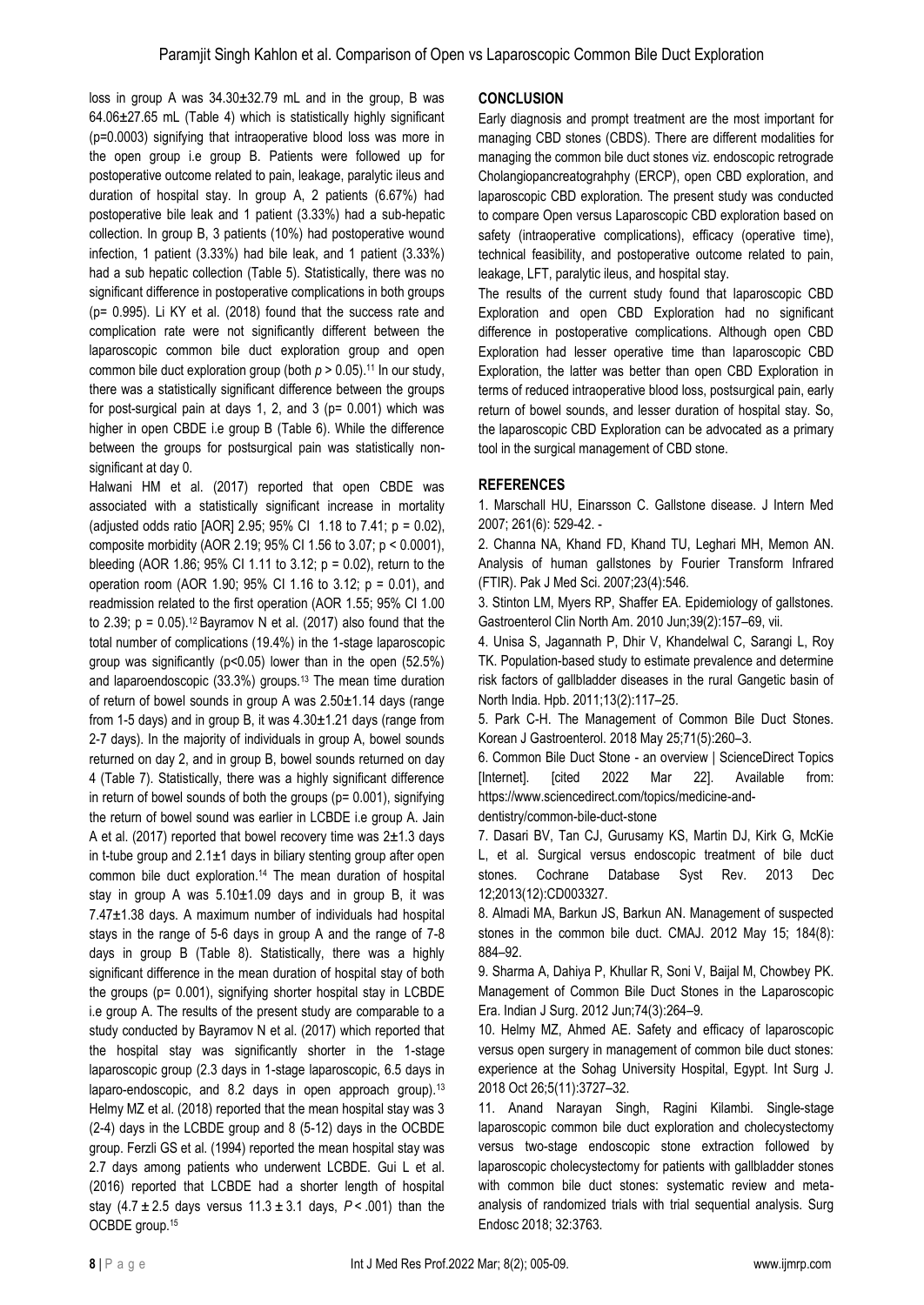loss in group A was 34.30±32.79 mL and in the group, B was 64.06±27.65 mL (Table 4) which is statistically highly significant (p=0.0003) signifying that intraoperative blood loss was more in the open group i.e group B. Patients were followed up for postoperative outcome related to pain, leakage, paralytic ileus and duration of hospital stay. In group A, 2 patients (6.67%) had postoperative bile leak and 1 patient (3.33%) had a sub-hepatic collection. In group B, 3 patients (10%) had postoperative wound infection, 1 patient (3.33%) had bile leak, and 1 patient (3.33%) had a sub hepatic collection (Table 5). Statistically, there was no significant difference in postoperative complications in both groups (p= 0.995). Li KY et al. (2018) found that the success rate and complication rate were not significantly different between the laparoscopic common bile duct exploration group and open common bile duct exploration group (both $p > 0.05$).[11] In our study, there was a statistically significant difference between the groups for post-surgical pain at days 1, 2, and 3 (p= 0.001) which was higher in open CBDE i.e group B (Table 6). While the difference between the groups for postsurgical pain was statistically non-significant at day 0.

Halwani HM et al. (2017) reported that open CBDE was associated with a statistically significant increase in mortality (adjusted odds ratio [AOR] 2.95; 95% CI 1.18 to 7.41; p = 0.02), composite morbidity (AOR 2.19; 95% CI 1.56 to 3.07; p < 0.0001), bleeding (AOR 1.86; 95% CI 1.11 to 3.12; p = 0.02), return to the operation room (AOR 1.90; 95% CI 1.16 to 3.12; p = 0.01), and readmission related to the first operation (AOR 1.55; 95% CI 1.00 to 2.39; p = 0.05).[12] Bayramov N et al. (2017) also found that the total number of complications (19.4%) in the 1-stage laparoscopic group was significantly (p<0.05) lower than in the open (52.5%) and laparoendoscopic (33.3%) groups.[13] The mean time duration of return of bowel sounds in group A was 2.50±1.14 days (range from 1-5 days) and in group B, it was 4.30±1.21 days (range from 2-7 days). In the majority of individuals in group A, bowel sounds returned on day 2, and in group B, bowel sounds returned on day 4 (Table 7). Statistically, there was a highly significant difference in return of bowel sounds of both the groups (p= 0.001), signifying the return of bowel sound was earlier in LCBDE i.e group A. Jain A et al. (2017) reported that bowel recovery time was 2±1.3 days in t-tube group and 2.1±1 days in biliary stenting group after open common bile duct exploration.[14] The mean duration of hospital stay in group A was 5.10±1.09 days and in group B, it was 7.47±1.38 days. A maximum number of individuals had hospital stays in the range of 5-6 days in group A and the range of 7-8 days in group B (Table 8). Statistically, there was a highly significant difference in the mean duration of hospital stay of both the groups (p= 0.001), signifying shorter hospital stay in LCBDE i.e group A. The results of the present study are comparable to a study conducted by Bayramov N et al. (2017) which reported that the hospital stay was significantly shorter in the 1-stage laparoscopic group (2.3 days in 1-stage laparoscopic, 6.5 days in laparo-endoscopic, and 8.2 days in open approach group).[13] Helmy MZ et al. (2018) reported that the mean hospital stay was 3 (2-4) days in the LCBDE group and 8 (5-12) days in the OCBDE group. Ferzli GS et al. (1994) reported the mean hospital stay was 2.7 days among patients who underwent LCBDE. Gui L et al. (2016) reported that LCBDE had a shorter length of hospital stay (4.7 ± 2.5 days versus 11.3 ± 3.1 days, $P < .001$) than the OCBDE group.[15]

## CONCLUSION

Early diagnosis and prompt treatment are the most important for managing CBD stones (CBDS). There are different modalities for managing the common bile duct stones viz. endoscopic retrograde Cholangiopancreatograhphy (ERCP), open CBD exploration, and laparoscopic CBD exploration. The present study was conducted to compare Open versus Laparoscopic CBD exploration based on safety (intraoperative complications), efficacy (operative time), technical feasibility, and postoperative outcome related to pain, leakage, LFT, paralytic ileus, and hospital stay.

The results of the current study found that laparoscopic CBD Exploration and open CBD Exploration had no significant difference in postoperative complications. Although open CBD Exploration had lesser operative time than laparoscopic CBD Exploration, the latter was better than open CBD Exploration in terms of reduced intraoperative blood loss, postsurgical pain, early return of bowel sounds, and lesser duration of hospital stay. So, the laparoscopic CBD Exploration can be advocated as a primary tool in the surgical management of CBD stone.

## REFERENCES

1. Marschall HU, Einarsson C. Gallstone disease. J Intern Med 2007; 261(6): 529-42. -
2. Channa NA, Khand FD, Khand TU, Leghari MH, Memon AN. Analysis of human gallstones by Fourier Transform Infrared (FTIR). Pak J Med Sci. 2007;23(4):546.
3. Stinton LM, Myers RP, Shaffer EA. Epidemiology of gallstones. Gastroenterol Clin North Am. 2010 Jun;39(2):157–69, vii.
4. Unisa S, Jagannath P, Dhir V, Khandelwal C, Sarangi L, Roy TK. Population-based study to estimate prevalence and determine risk factors of gallbladder diseases in the rural Gangetic basin of North India. Hpb. 2011;13(2):117–25.
5. Park C-H. The Management of Common Bile Duct Stones. Korean J Gastroenterol. 2018 May 25;71(5):260–3.
6. Common Bile Duct Stone - an overview | ScienceDirect Topics [Internet]. [cited 2022 Mar 22]. Available from: https://www.sciencedirect.com/topics/medicine-and-dentistry/common-bile-duct-stone
7. Dasari BV, Tan CJ, Gurusamy KS, Martin DJ, Kirk G, McKie L, et al. Surgical versus endoscopic treatment of bile duct stones. Cochrane Database Syst Rev. 2013 Dec 12;2013(12):CD003327.
8. Almadi MA, Barkun JS, Barkun AN. Management of suspected stones in the common bile duct. CMAJ. 2012 May 15; 184(8): 884–92.
9. Sharma A, Dahiya P, Khullar R, Soni V, Baijal M, Chowbey PK. Management of Common Bile Duct Stones in the Laparoscopic Era. Indian J Surg. 2012 Jun;74(3):264–9.
10. Helmy MZ, Ahmed AE. Safety and efficacy of laparoscopic versus open surgery in management of common bile duct stones: experience at the Sohag University Hospital, Egypt. Int Surg J. 2018 Oct 26;5(11):3727–32.
11. Anand Narayan Singh, Ragini Kilambi. Single-stage laparoscopic common bile duct exploration and cholecystectomy versus two-stage endoscopic stone extraction followed by laparoscopic cholecystectomy for patients with gallbladder stones with common bile duct stones: systematic review and meta-analysis of randomized trials with trial sequential analysis. Surg Endosc 2018; 32:3763.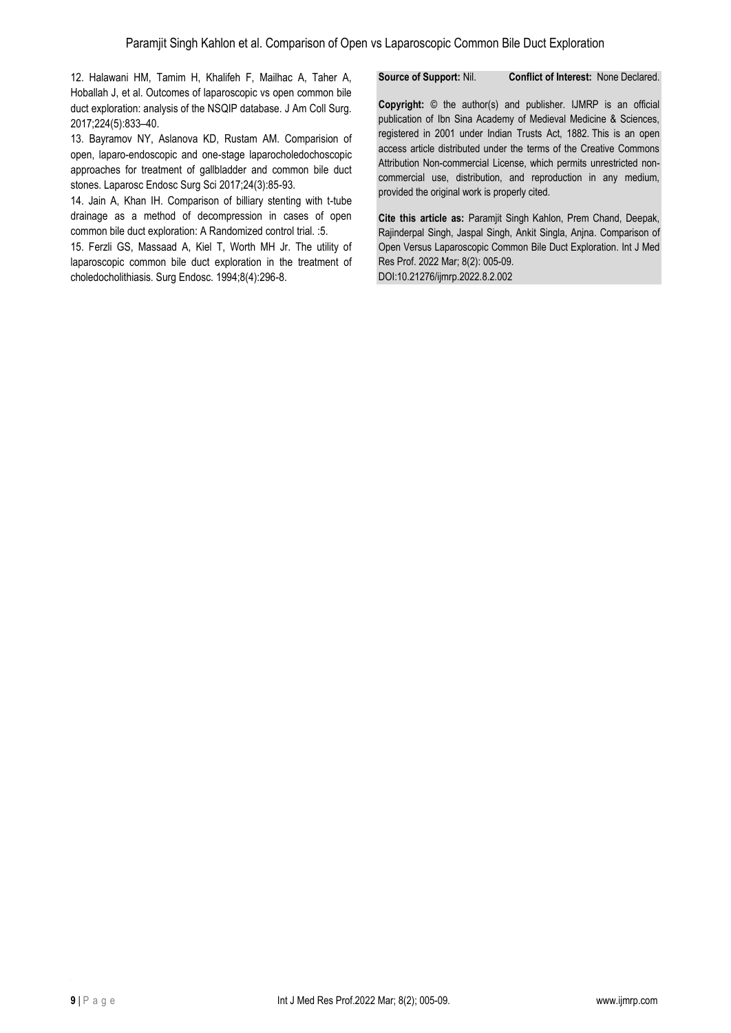12. Halawani HM, Tamim H, Khalifeh F, Mailhac A, Taher A, Hoballah J, et al. Outcomes of laparoscopic vs open common bile duct exploration: analysis of the NSQIP database. J Am Coll Surg. 2017;224(5):833–40.

13. Bayramov NY, Aslanova KD, Rustam AM. Comparision of open, laparo-endoscopic and one-stage laparocholedochoscopic approaches for treatment of gallbladder and common bile duct stones. Laparosc Endosc Surg Sci 2017;24(3):85-93.

14. Jain A, Khan IH. Comparison of billiary stenting with t-tube drainage as a method of decompression in cases of open common bile duct exploration: A Randomized control trial. :5.

15. Ferzli GS, Massaad A, Kiel T, Worth MH Jr. The utility of laparoscopic common bile duct exploration in the treatment of choledocholithiasis. Surg Endosc. 1994;8(4):296-8.

**Source of Support:** Nil. **Conflict of Interest:** None Declared.

**Copyright:** © the author(s) and publisher. IJMRP is an official publication of Ibn Sina Academy of Medieval Medicine & Sciences, registered in 2001 under Indian Trusts Act, 1882. This is an open access article distributed under the terms of the Creative Commons Attribution Non-commercial License, which permits unrestricted non-commercial use, distribution, and reproduction in any medium, provided the original work is properly cited.

**Cite this article as:** Paramjit Singh Kahlon, Prem Chand, Deepak, Rajinderpal Singh, Jaspal Singh, Ankit Singla, Anjna. Comparison of Open Versus Laparoscopic Common Bile Duct Exploration. Int J Med Res Prof. 2022 Mar; 8(2): 005-09.
DOI:10.21276/ijmrp.2022.8.2.002